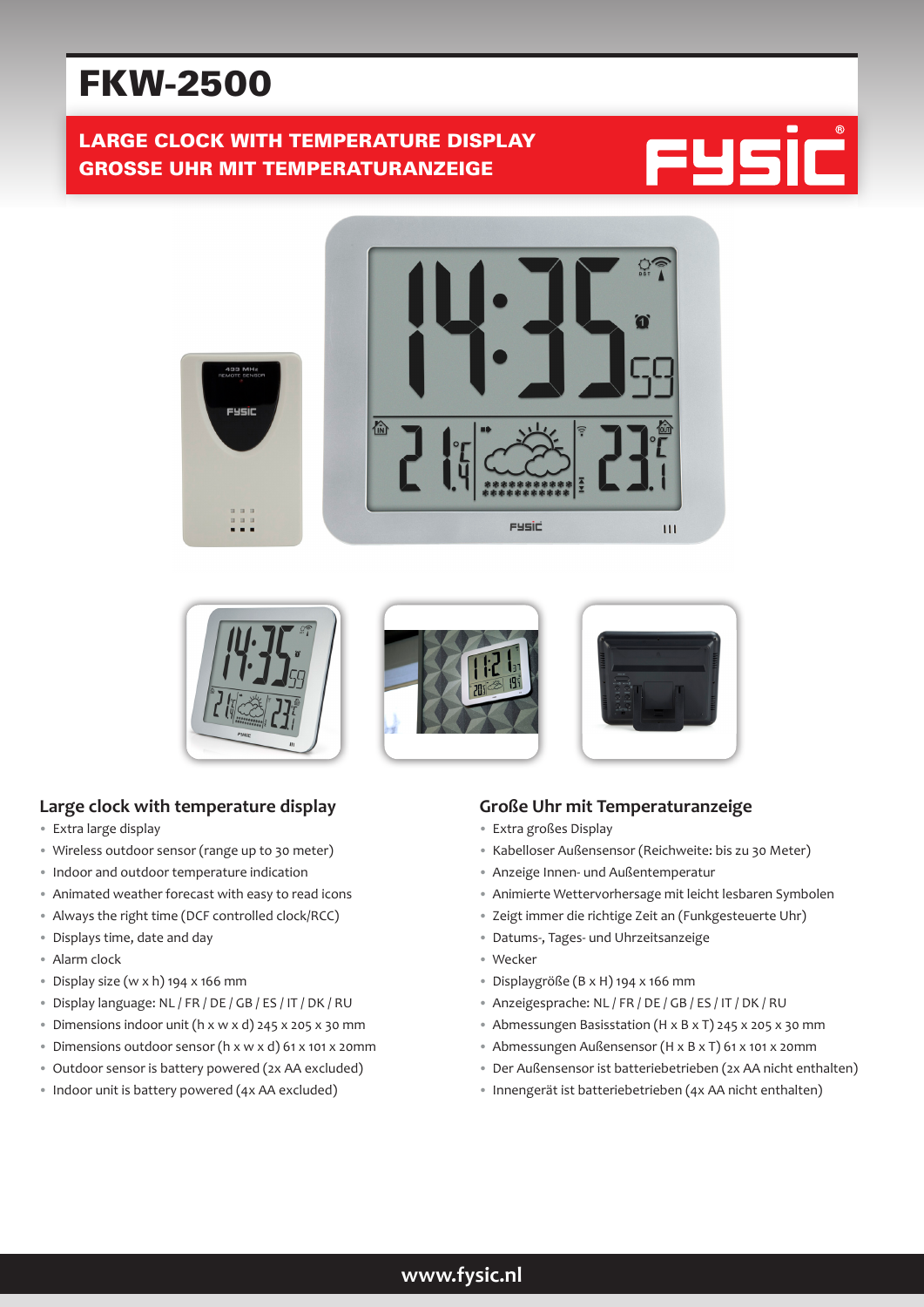# FKW-2500

**LARGE CLOCK WITH TEMPERATURE DISPLAY**
**GROSSE UHR MIT TEMPERATURANZEIGE**

## Large clock with temperature display

- Extra large display
- Wireless outdoor sensor (range up to 30 meter)
- Indoor and outdoor temperature indication
- Animated weather forecast with easy to read icons
- Always the right time (DCF controlled clock/RCC)
- Displays time, date and day
- Alarm clock
- Display size (w x h) 194 x 166 mm
- Display language: NL / FR / DE / GB / ES / IT / DK / RU
- Dimensions indoor unit (h x w x d) 245 x 205 x 30 mm
- Dimensions outdoor sensor (h x w x d) 61 x 101 x 20mm
- Outdoor sensor is battery powered (2x AA excluded)
- Indoor unit is battery powered (4x AA excluded)

## Große Uhr mit Temperaturanzeige

- Extra großes Display
- Kabelloser Außensensor (Reichweite: bis zu 30 Meter)
- Anzeige Innen- und Außentemperatur
- Animierte Wettervorhersage mit leicht lesbaren Symbolen
- Zeigt immer die richtige Zeit an (Funkgesteuerte Uhr)
- Datums-, Tages- und Uhrzeitsanzeige
- Wecker
- Displaygröße (B x H) 194 x 166 mm
- Anzeigesprache: NL / FR / DE / GB / ES / IT / DK / RU
- Abmessungen Basisstation (H x B x T) 245 x 205 x 30 mm
- Abmessungen Außensensor (H x B x T) 61 x 101 x 20mm
- Der Außensensor ist batteriebetrieben (2x AA nicht enthalten)
- Innengerät ist batteriebetrieben (4x AA nicht enthalten)

www.fysic.nl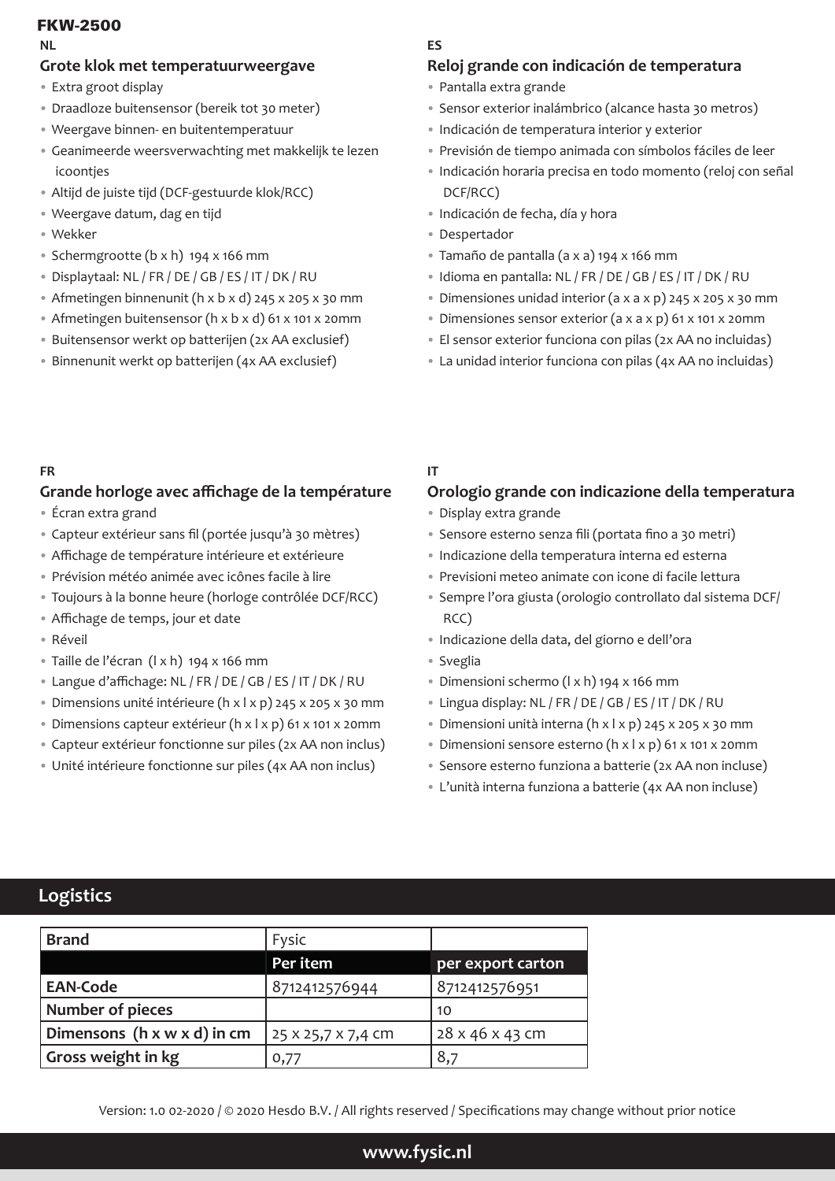**FKW-2500**

NL

## Grote klok met temperatuurweergave

- Extra groot display
- Draadloze buitensensor (bereik tot 30 meter)
- Weergave binnen- en buitentemperatuur
- Geanimeerde weersverwachting met makkelijk te lezen icoontjes
- Altijd de juiste tijd (DCF-gestuurde klok/RCC)
- Weergave datum, dag en tijd
- Wekker
- Schermgrootte (b x h) 194 x 166 mm
- Displaytaal: NL / FR / DE / GB / ES / IT / DK / RU
- Afmetingen binnenunit (h x b x d) 245 x 205 x 30 mm
- Afmetingen buitensensor (h x b x d) 61 x 101 x 20mm
- Buitensensor werkt op batterijen (2x AA exclusief)
- Binnenunit werkt op batterijen (4x AA exclusief)

ES

## Reloj grande con indicación de temperatura

- Pantalla extra grande
- Sensor exterior inalámbrico (alcance hasta 30 metros)
- Indicación de temperatura interior y exterior
- Previsión de tiempo animada con símbolos fáciles de leer
- Indicación horaria precisa en todo momento (reloj con señal DCF/RCC)
- Indicación de fecha, día y hora
- Despertador
- Tamaño de pantalla (a x a) 194 x 166 mm
- Idioma en pantalla: NL / FR / DE / GB / ES / IT / DK / RU
- Dimensiones unidad interior (a x a x p) 245 x 205 x 30 mm
- Dimensiones sensor exterior (a x a x p) 61 x 101 x 20mm
- El sensor exterior funciona con pilas (2x AA no incluidas)
- La unidad interior funciona con pilas (4x AA no incluidas)

FR

## Grande horloge avec affichage de la température

- Écran extra grand
- Capteur extérieur sans fil (portée jusqu'à 30 mètres)
- Affichage de température intérieure et extérieure
- Prévision météo animée avec icônes facile à lire
- Toujours à la bonne heure (horloge contrôlée DCF/RCC)
- Affichage de temps, jour et date
- Réveil
- Taille de l'écran (l x h) 194 x 166 mm
- Langue d'affichage: NL / FR / DE / GB / ES / IT / DK / RU
- Dimensions unité intérieure (h x l x p) 245 x 205 x 30 mm
- Dimensions capteur extérieur (h x l x p) 61 x 101 x 20mm
- Capteur extérieur fonctionne sur piles (2x AA non inclus)
- Unité intérieure fonctionne sur piles (4x AA non inclus)

IT

## Orologio grande con indicazione della temperatura

- Display extra grande
- Sensore esterno senza fili (portata fino a 30 metri)
- Indicazione della temperatura interna ed esterna
- Previsioni meteo animate con icone di facile lettura
- Sempre l'ora giusta (orologio controllato dal sistema DCF/RCC)
- Indicazione della data, del giorno e dell'ora
- Sveglia
- Dimensioni schermo (l x h) 194 x 166 mm
- Lingua display: NL / FR / DE / GB / ES / IT / DK / RU
- Dimensioni unità interna (h x l x p) 245 x 205 x 30 mm
- Dimensioni sensore esterno (h x l x p) 61 x 101 x 20mm
- Sensore esterno funziona a batterie (2x AA non incluse)
- L'unità interna funziona a batterie (4x AA non incluse)

## Logistics

| Brand | Fysic | |
|---|---|---|
| | **Per item** | **per export carton** |
| **EAN-Code** | 8712412576944 | 8712412576951 |
| **Number of pieces** | | 10 |
| **Dimensons (h x w x d) in cm** | 25 x 25,7 x 7,4 cm | 28 x 46 x 43 cm |
| **Gross weight in kg** | 0,77 | 8,7 |

Version: 1.0 02-2020 / © 2020 Hesdo B.V. / All rights reserved / Specifications may change without prior notice

**www.fysic.nl**